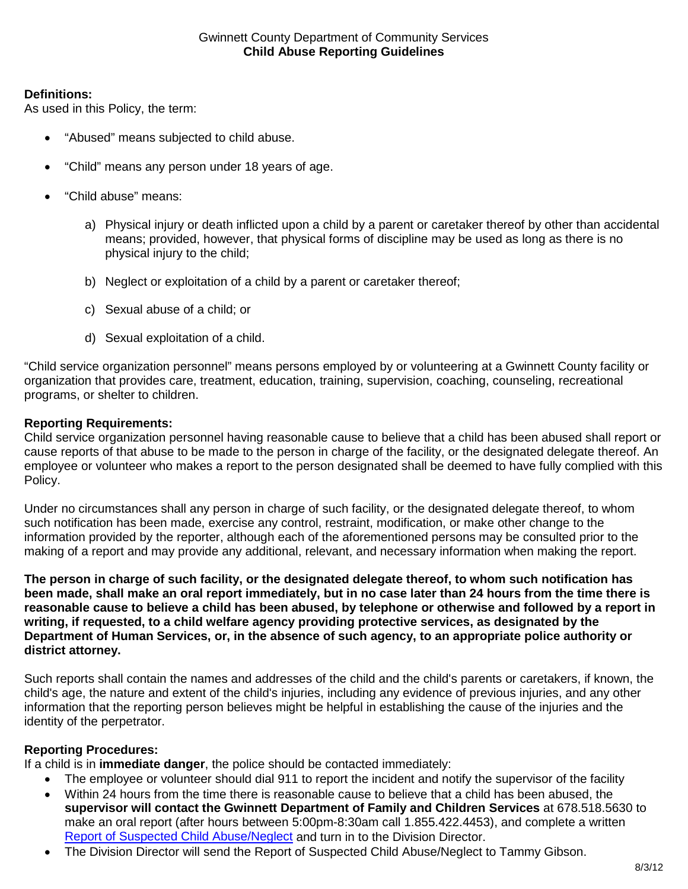Gwinnett County Department of Community Services

# Child Abuse Reporting Guidelines

**Definitions:**

As used in this Policy, the term:

- "Abused" means subjected to child abuse.
- "Child" means any person under 18 years of age.
- "Child abuse" means:
    a) Physical injury or death inflicted upon a child by a parent or caretaker thereof by other than accidental means; provided, however, that physical forms of discipline may be used as long as there is no physical injury to the child;
    b) Neglect or exploitation of a child by a parent or caretaker thereof;
    c) Sexual abuse of a child; or
    d) Sexual exploitation of a child.

"Child service organization personnel" means persons employed by or volunteering at a Gwinnett County facility or organization that provides care, treatment, education, training, supervision, coaching, counseling, recreational programs, or shelter to children.

**Reporting Requirements:**

Child service organization personnel having reasonable cause to believe that a child has been abused shall report or cause reports of that abuse to be made to the person in charge of the facility, or the designated delegate thereof. An employee or volunteer who makes a report to the person designated shall be deemed to have fully complied with this Policy.

Under no circumstances shall any person in charge of such facility, or the designated delegate thereof, to whom such notification has been made, exercise any control, restraint, modification, or make other change to the information provided by the reporter, although each of the aforementioned persons may be consulted prior to the making of a report and may provide any additional, relevant, and necessary information when making the report.

**The person in charge of such facility, or the designated delegate thereof, to whom such notification has been made, shall make an oral report immediately, but in no case later than 24 hours from the time there is reasonable cause to believe a child has been abused, by telephone or otherwise and followed by a report in writing, if requested, to a child welfare agency providing protective services, as designated by the Department of Human Services, or, in the absence of such agency, to an appropriate police authority or district attorney.**

Such reports shall contain the names and addresses of the child and the child's parents or caretakers, if known, the child's age, the nature and extent of the child's injuries, including any evidence of previous injuries, and any other information that the reporting person believes might be helpful in establishing the cause of the injuries and the identity of the perpetrator.

**Reporting Procedures:**

If a child is in **immediate danger**, the police should be contacted immediately:

- The employee or volunteer should dial 911 to report the incident and notify the supervisor of the facility
- Within 24 hours from the time there is reasonable cause to believe that a child has been abused, the **supervisor will contact the Gwinnett Department of Family and Children Services** at 678.518.5630 to make an oral report (after hours between 5:00pm-8:30am call 1.855.422.4453), and complete a written Report of Suspected Child Abuse/Neglect and turn in to the Division Director.
- The Division Director will send the Report of Suspected Child Abuse/Neglect to Tammy Gibson.

8/3/12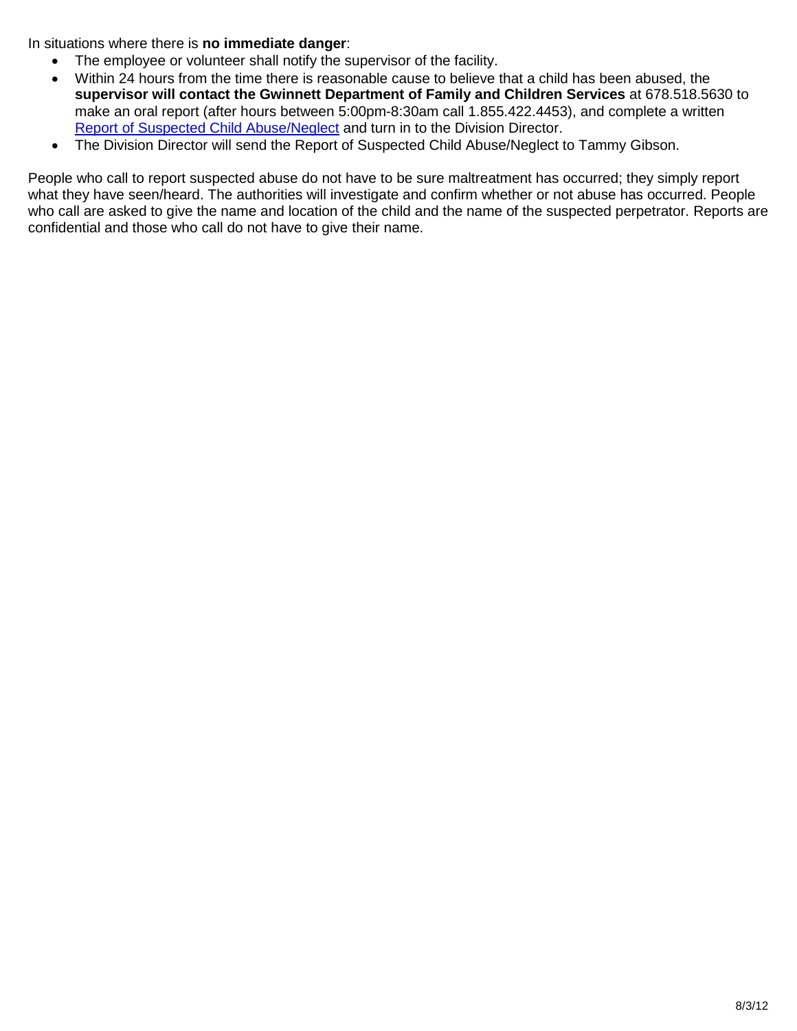In situations where there is **no immediate danger**:

- The employee or volunteer shall notify the supervisor of the facility.
- Within 24 hours from the time there is reasonable cause to believe that a child has been abused, the **supervisor will contact the Gwinnett Department of Family and Children Services** at 678.518.5630 to make an oral report (after hours between 5:00pm-8:30am call 1.855.422.4453), and complete a written Report of Suspected Child Abuse/Neglect and turn in to the Division Director.
- The Division Director will send the Report of Suspected Child Abuse/Neglect to Tammy Gibson.

People who call to report suspected abuse do not have to be sure maltreatment has occurred; they simply report what they have seen/heard. The authorities will investigate and confirm whether or not abuse has occurred. People who call are asked to give the name and location of the child and the name of the suspected perpetrator. Reports are confidential and those who call do not have to give their name.

8/3/12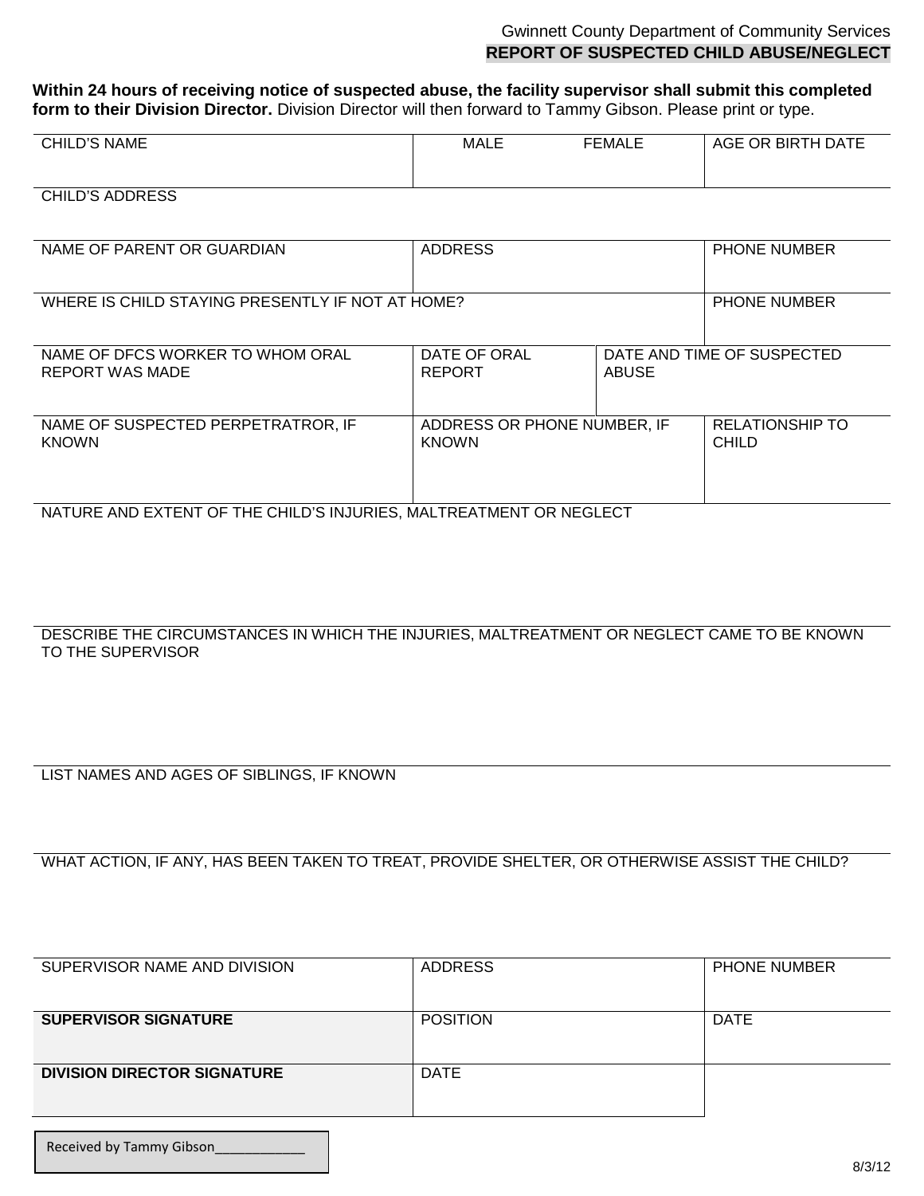Gwinnett County Department of Community Services

**REPORT OF SUSPECTED CHILD ABUSE/NEGLECT**

**Within 24 hours of receiving notice of suspected abuse, the facility supervisor shall submit this completed form to their Division Director.** Division Director will then forward to Tammy Gibson. Please print or type.

| | | | |
|---|---|---|---|
| CHILD'S NAME | MALE | FEMALE | AGE OR BIRTH DATE |
| CHILD'S ADDRESS | | | |
| NAME OF PARENT OR GUARDIAN | ADDRESS | | PHONE NUMBER |
| WHERE IS CHILD STAYING PRESENTLY IF NOT AT HOME? | | | PHONE NUMBER |
| NAME OF DFCS WORKER TO WHOM ORAL REPORT WAS MADE | DATE OF ORAL REPORT | DATE AND TIME OF SUSPECTED ABUSE | |
| NAME OF SUSPECTED PERPETRATROR, IF KNOWN | ADDRESS OR PHONE NUMBER, IF KNOWN | | RELATIONSHIP TO CHILD |

NATURE AND EXTENT OF THE CHILD'S INJURIES, MALTREATMENT OR NEGLECT

DESCRIBE THE CIRCUMSTANCES IN WHICH THE INJURIES, MALTREATMENT OR NEGLECT CAME TO BE KNOWN TO THE SUPERVISOR

LIST NAMES AND AGES OF SIBLINGS, IF KNOWN

WHAT ACTION, IF ANY, HAS BEEN TAKEN TO TREAT, PROVIDE SHELTER, OR OTHERWISE ASSIST THE CHILD?

| | | |
|---|---|---|
| SUPERVISOR NAME AND DIVISION | ADDRESS | PHONE NUMBER |
| **SUPERVISOR SIGNATURE** | POSITION | DATE |
| **DIVISION DIRECTOR SIGNATURE** | DATE | |

Received by Tammy Gibson\_\_\_\_\_\_\_\_\_\_\_\_

8/3/12